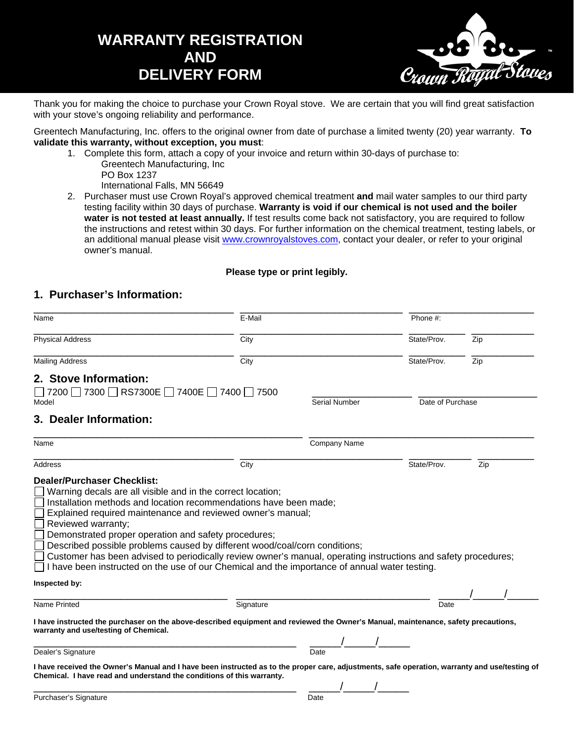# WARRANTY REGISTRATION AND DELIVERY FORM

Crown Royal Stoves™

Thank you for making the choice to purchase your Crown Royal stove. We are certain that you will find great satisfaction with your stove's ongoing reliability and performance.

Greentech Manufacturing, Inc. offers to the original owner from date of purchase a limited twenty (20) year warranty. **To validate this warranty, without exception, you must**:

1. Complete this form, attach a copy of your invoice and return within 30-days of purchase to:
   Greentech Manufacturing, Inc
   PO Box 1237
   International Falls, MN 56649
2. Purchaser must use Crown Royal's approved chemical treatment **and** mail water samples to our third party testing facility within 30 days of purchase. **Warranty is void if our chemical is not used and the boiler water is not tested at least annually.** If test results come back not satisfactory, you are required to follow the instructions and retest within 30 days. For further information on the chemical treatment, testing labels, or an additional manual please visit www.crownroyalstoves.com, contact your dealer, or refer to your original owner's manual.

**Please type or print legibly.**

## 1. Purchaser's Information:

Name ______________________ E-Mail ______________________ Phone #: ______________________

Physical Address ______________________ City ______________________ State/Prov. __________ Zip __________

Mailing Address ______________________ City ______________________ State/Prov. __________ Zip __________

## 2. Stove Information:

☐ 7200 ☐ 7300 ☐ RS7300E ☐ 7400E ☐ 7400 ☐ 7500
Model

Serial Number ______________________ Date of Purchase ______________________

## 3. Dealer Information:

Name ______________________ Company Name ______________________

Address ______________________ City ______________________ State/Prov. __________ Zip __________

**Dealer/Purchaser Checklist:**

- ☐ Warning decals are all visible and in the correct location;
- ☐ Installation methods and location recommendations have been made;
- ☐ Explained required maintenance and reviewed owner's manual;
- ☐ Reviewed warranty;
- ☐ Demonstrated proper operation and safety procedures;
- ☐ Described possible problems caused by different wood/coal/corn conditions;
- ☐ Customer has been advised to periodically review owner's manual, operating instructions and safety procedures;
- ☐ I have been instructed on the use of our Chemical and the importance of annual water testing.

**Inspected by:**

Name Printed ______________________ Signature ______________________ Date _____/_____/_____

**I have instructed the purchaser on the above-described equipment and reviewed the Owner's Manual, maintenance, safety precautions, warranty and use/testing of Chemical.**

Dealer's Signature ______________________ Date _____/_____/_____

**I have received the Owner's Manual and I have been instructed as to the proper care, adjustments, safe operation, warranty and use/testing of Chemical. I have read and understand the conditions of this warranty.**

Purchaser's Signature ______________________ Date _____/_____/_____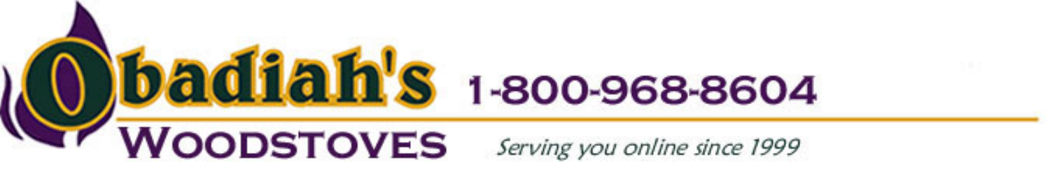# Obadiah's

1-800-968-8604

WOODSTOVES

*Serving you online since 1999*